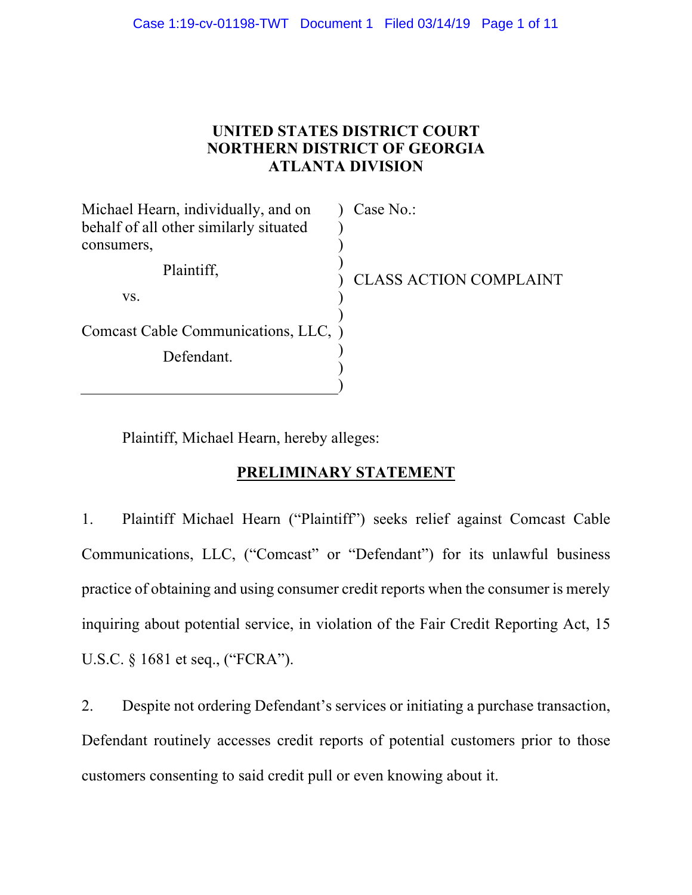**UNITED STATES DISTRICT COURT**
**NORTHERN DISTRICT OF GEORGIA**
**ATLANTA DIVISION**

| | |
|---|---|
| Michael Hearn, individually, and on behalf of all other similarly situated consumers, | Case No.: |
| Plaintiff, | |
| vs. | CLASS ACTION COMPLAINT |
| Comcast Cable Communications, LLC, | |
| Defendant. | |

Plaintiff, Michael Hearn, hereby alleges:

## PRELIMINARY STATEMENT

1. Plaintiff Michael Hearn ("Plaintiff") seeks relief against Comcast Cable Communications, LLC, ("Comcast" or "Defendant") for its unlawful business practice of obtaining and using consumer credit reports when the consumer is merely inquiring about potential service, in violation of the Fair Credit Reporting Act, 15 U.S.C. § 1681 et seq., ("FCRA").

2. Despite not ordering Defendant's services or initiating a purchase transaction, Defendant routinely accesses credit reports of potential customers prior to those customers consenting to said credit pull or even knowing about it.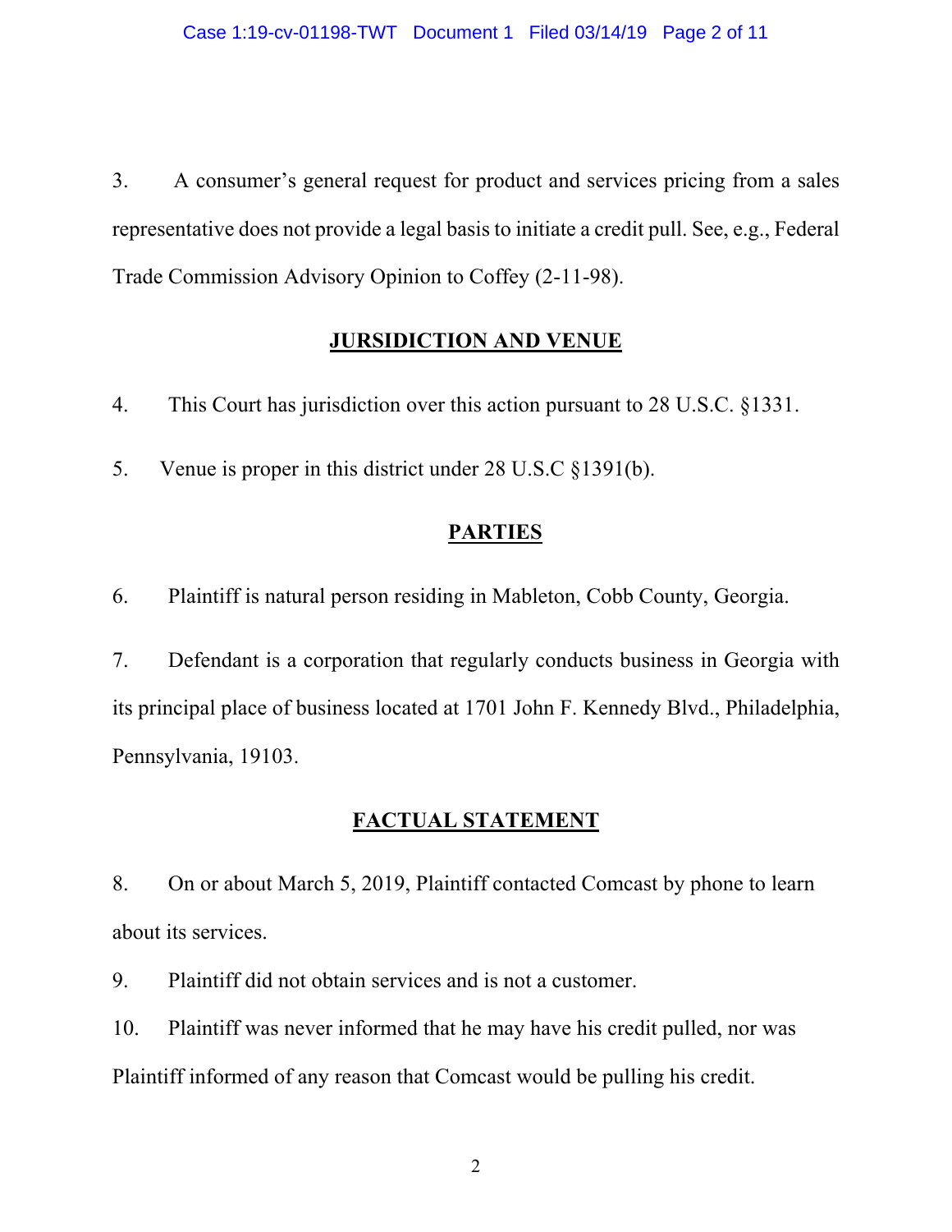3. A consumer's general request for product and services pricing from a sales representative does not provide a legal basis to initiate a credit pull. See, e.g., Federal Trade Commission Advisory Opinion to Coffey (2-11-98).

## JURISDICTION AND VENUE

4. This Court has jurisdiction over this action pursuant to 28 U.S.C. §1331.

5. Venue is proper in this district under 28 U.S.C §1391(b).

## PARTIES

6. Plaintiff is natural person residing in Mableton, Cobb County, Georgia.

7. Defendant is a corporation that regularly conducts business in Georgia with its principal place of business located at 1701 John F. Kennedy Blvd., Philadelphia, Pennsylvania, 19103.

## FACTUAL STATEMENT

8. On or about March 5, 2019, Plaintiff contacted Comcast by phone to learn about its services.

9. Plaintiff did not obtain services and is not a customer.

10. Plaintiff was never informed that he may have his credit pulled, nor was Plaintiff informed of any reason that Comcast would be pulling his credit.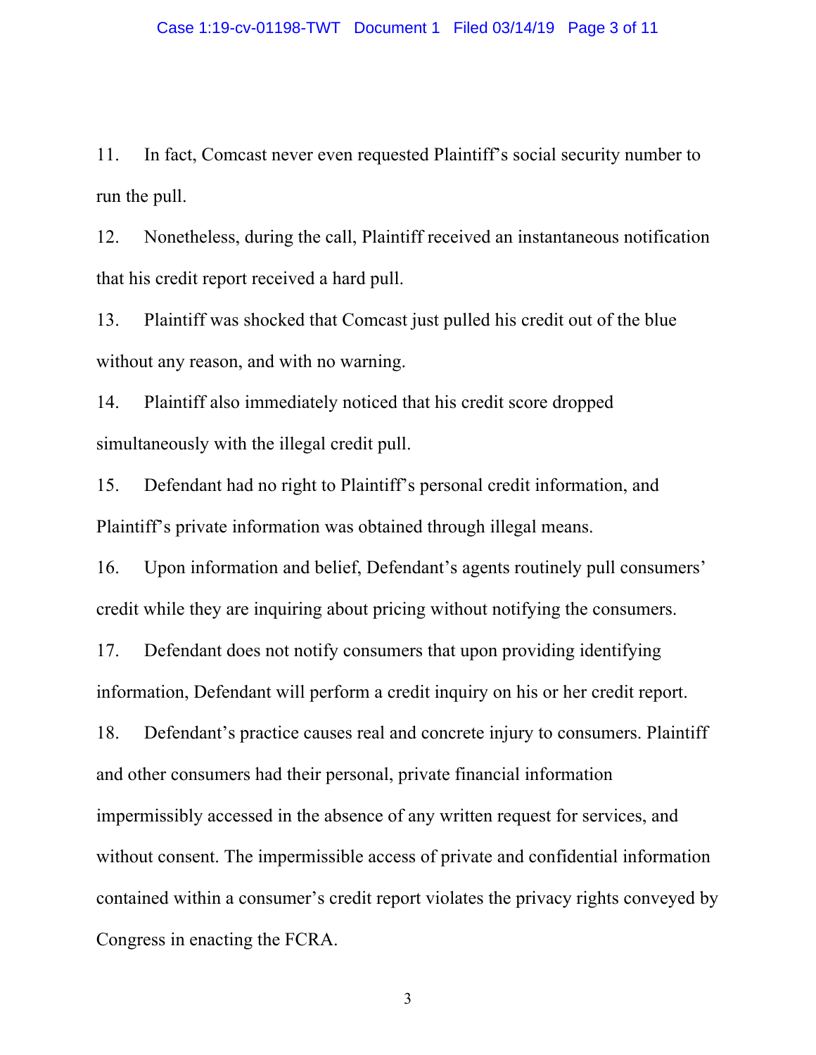11. In fact, Comcast never even requested Plaintiff's social security number to run the pull.

12. Nonetheless, during the call, Plaintiff received an instantaneous notification that his credit report received a hard pull.

13. Plaintiff was shocked that Comcast just pulled his credit out of the blue without any reason, and with no warning.

14. Plaintiff also immediately noticed that his credit score dropped simultaneously with the illegal credit pull.

15. Defendant had no right to Plaintiff's personal credit information, and Plaintiff's private information was obtained through illegal means.

16. Upon information and belief, Defendant's agents routinely pull consumers' credit while they are inquiring about pricing without notifying the consumers.

17. Defendant does not notify consumers that upon providing identifying information, Defendant will perform a credit inquiry on his or her credit report.

18. Defendant's practice causes real and concrete injury to consumers. Plaintiff and other consumers had their personal, private financial information impermissibly accessed in the absence of any written request for services, and without consent. The impermissible access of private and confidential information contained within a consumer's credit report violates the privacy rights conveyed by Congress in enacting the FCRA.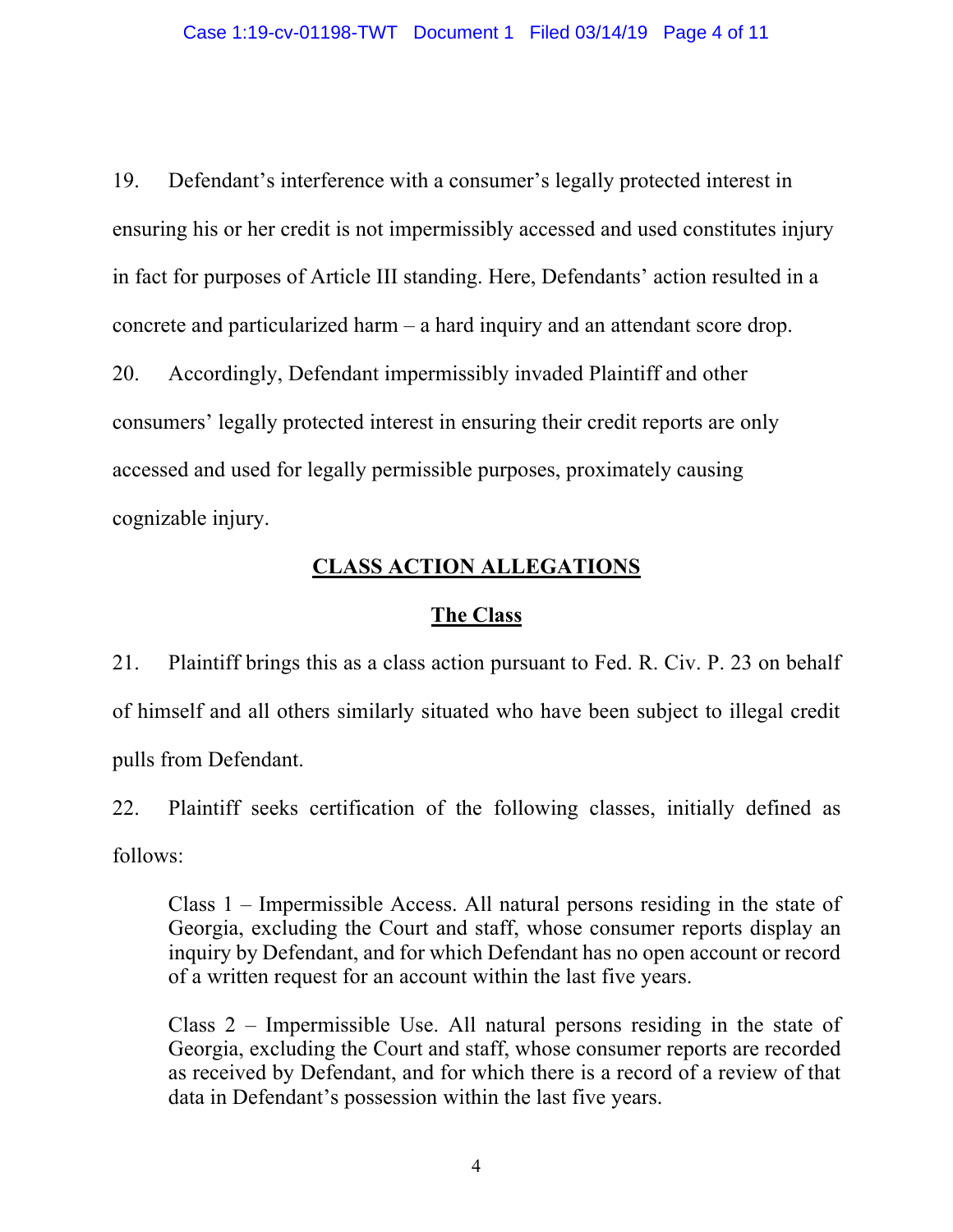19. Defendant's interference with a consumer's legally protected interest in ensuring his or her credit is not impermissibly accessed and used constitutes injury in fact for purposes of Article III standing. Here, Defendants' action resulted in a concrete and particularized harm – a hard inquiry and an attendant score drop.

20. Accordingly, Defendant impermissibly invaded Plaintiff and other consumers' legally protected interest in ensuring their credit reports are only accessed and used for legally permissible purposes, proximately causing cognizable injury.

## CLASS ACTION ALLEGATIONS

### The Class

21. Plaintiff brings this as a class action pursuant to Fed. R. Civ. P. 23 on behalf of himself and all others similarly situated who have been subject to illegal credit pulls from Defendant.

22. Plaintiff seeks certification of the following classes, initially defined as follows:

> Class 1 – Impermissible Access. All natural persons residing in the state of Georgia, excluding the Court and staff, whose consumer reports display an inquiry by Defendant, and for which Defendant has no open account or record of a written request for an account within the last five years.
>
> Class 2 – Impermissible Use. All natural persons residing in the state of Georgia, excluding the Court and staff, whose consumer reports are recorded as received by Defendant, and for which there is a record of a review of that data in Defendant's possession within the last five years.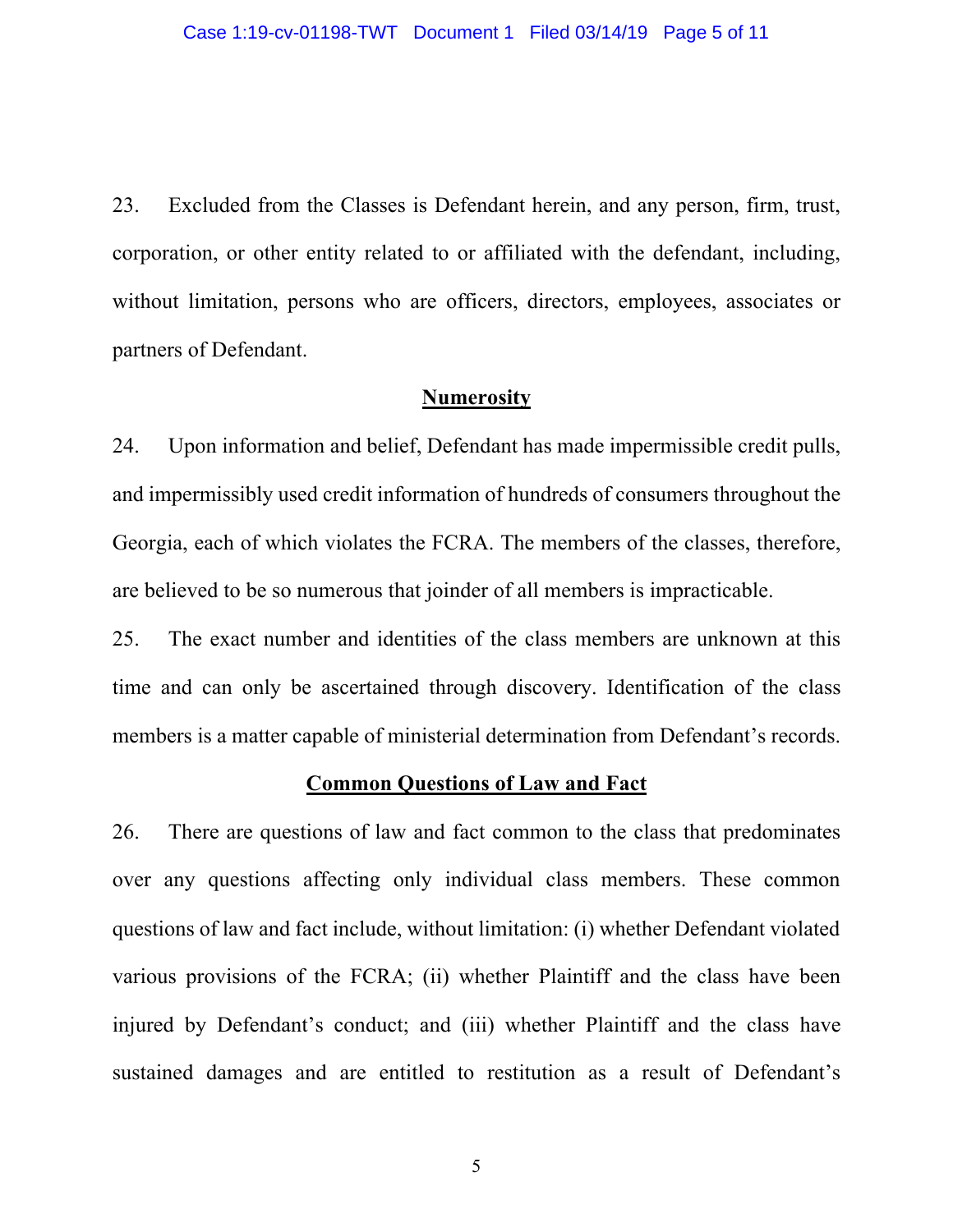23. Excluded from the Classes is Defendant herein, and any person, firm, trust, corporation, or other entity related to or affiliated with the defendant, including, without limitation, persons who are officers, directors, employees, associates or partners of Defendant.

**Numerosity**

24. Upon information and belief, Defendant has made impermissible credit pulls, and impermissibly used credit information of hundreds of consumers throughout the Georgia, each of which violates the FCRA. The members of the classes, therefore, are believed to be so numerous that joinder of all members is impracticable.

25. The exact number and identities of the class members are unknown at this time and can only be ascertained through discovery. Identification of the class members is a matter capable of ministerial determination from Defendant's records.

**Common Questions of Law and Fact**

26. There are questions of law and fact common to the class that predominates over any questions affecting only individual class members. These common questions of law and fact include, without limitation: (i) whether Defendant violated various provisions of the FCRA; (ii) whether Plaintiff and the class have been injured by Defendant's conduct; and (iii) whether Plaintiff and the class have sustained damages and are entitled to restitution as a result of Defendant's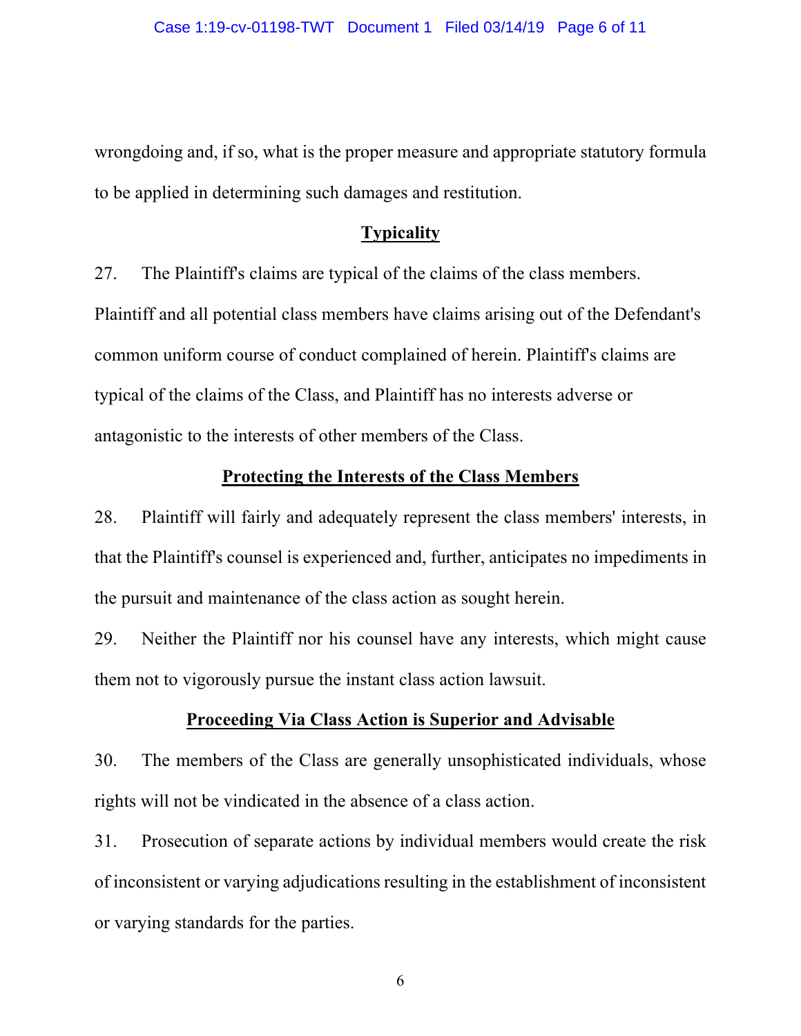wrongdoing and, if so, what is the proper measure and appropriate statutory formula to be applied in determining such damages and restitution.

## Typicality

27. The Plaintiff's claims are typical of the claims of the class members. Plaintiff and all potential class members have claims arising out of the Defendant's common uniform course of conduct complained of herein. Plaintiff's claims are typical of the claims of the Class, and Plaintiff has no interests adverse or antagonistic to the interests of other members of the Class.

## Protecting the Interests of the Class Members

28. Plaintiff will fairly and adequately represent the class members' interests, in that the Plaintiff's counsel is experienced and, further, anticipates no impediments in the pursuit and maintenance of the class action as sought herein.

29. Neither the Plaintiff nor his counsel have any interests, which might cause them not to vigorously pursue the instant class action lawsuit.

## Proceeding Via Class Action is Superior and Advisable

30. The members of the Class are generally unsophisticated individuals, whose rights will not be vindicated in the absence of a class action.

31. Prosecution of separate actions by individual members would create the risk of inconsistent or varying adjudications resulting in the establishment of inconsistent or varying standards for the parties.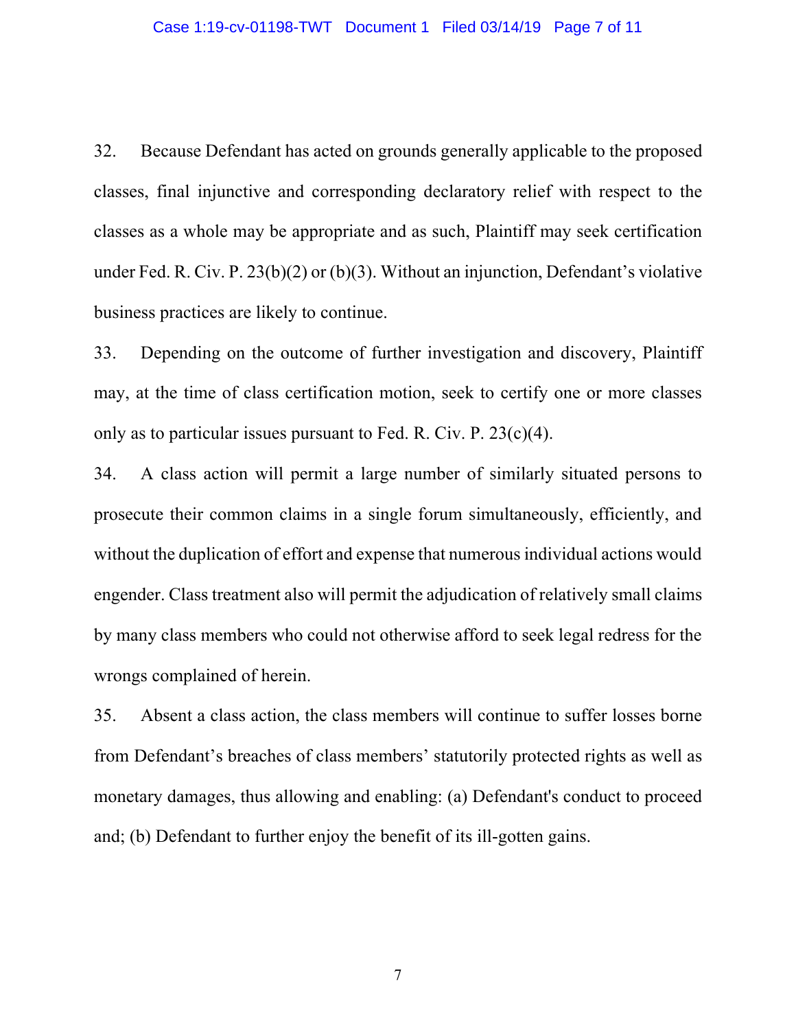32. Because Defendant has acted on grounds generally applicable to the proposed classes, final injunctive and corresponding declaratory relief with respect to the classes as a whole may be appropriate and as such, Plaintiff may seek certification under Fed. R. Civ. P. 23(b)(2) or (b)(3). Without an injunction, Defendant's violative business practices are likely to continue.

33. Depending on the outcome of further investigation and discovery, Plaintiff may, at the time of class certification motion, seek to certify one or more classes only as to particular issues pursuant to Fed. R. Civ. P. 23(c)(4).

34. A class action will permit a large number of similarly situated persons to prosecute their common claims in a single forum simultaneously, efficiently, and without the duplication of effort and expense that numerous individual actions would engender. Class treatment also will permit the adjudication of relatively small claims by many class members who could not otherwise afford to seek legal redress for the wrongs complained of herein.

35. Absent a class action, the class members will continue to suffer losses borne from Defendant's breaches of class members' statutorily protected rights as well as monetary damages, thus allowing and enabling: (a) Defendant's conduct to proceed and; (b) Defendant to further enjoy the benefit of its ill-gotten gains.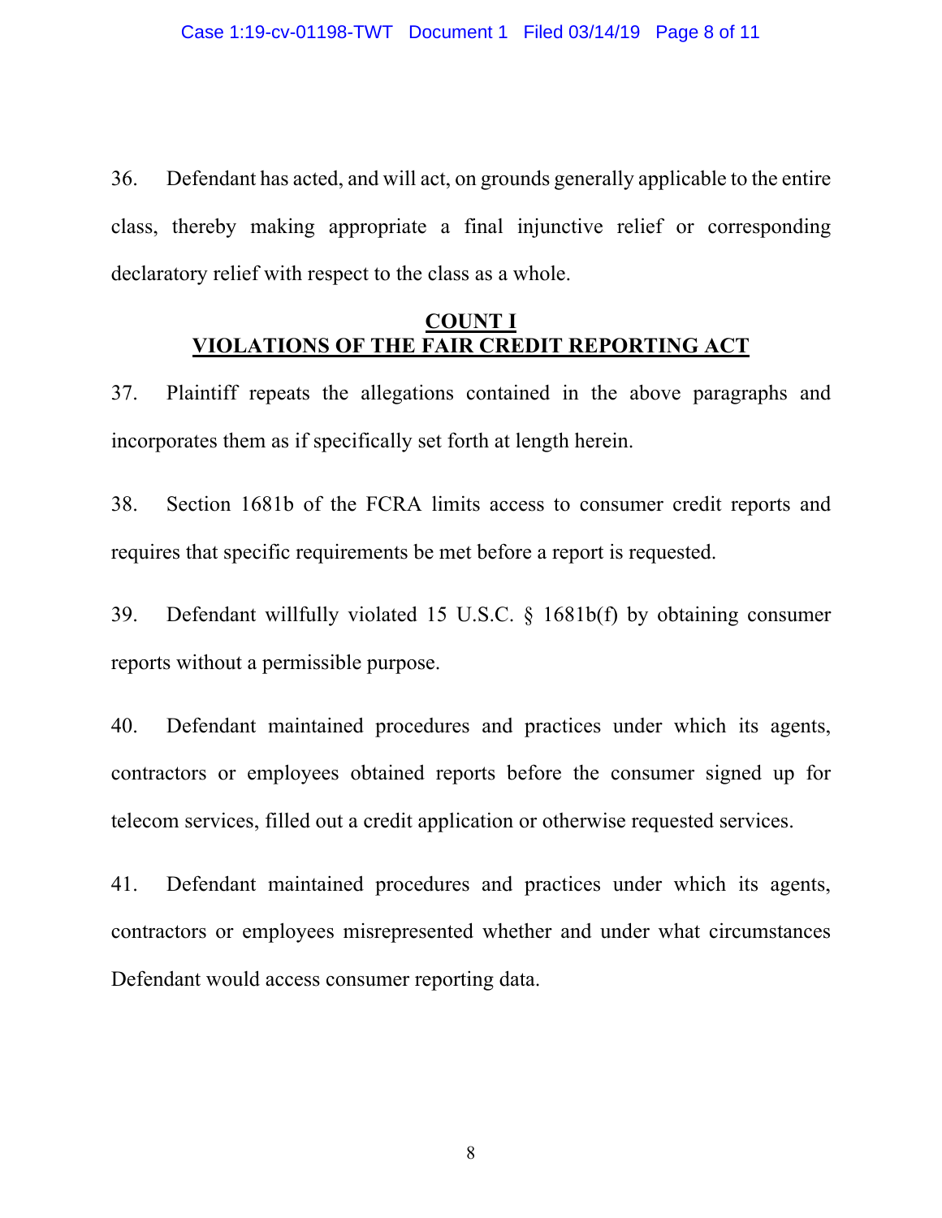36. Defendant has acted, and will act, on grounds generally applicable to the entire class, thereby making appropriate a final injunctive relief or corresponding declaratory relief with respect to the class as a whole.

## COUNT I
## VIOLATIONS OF THE FAIR CREDIT REPORTING ACT

37. Plaintiff repeats the allegations contained in the above paragraphs and incorporates them as if specifically set forth at length herein.

38. Section 1681b of the FCRA limits access to consumer credit reports and requires that specific requirements be met before a report is requested.

39. Defendant willfully violated 15 U.S.C. § 1681b(f) by obtaining consumer reports without a permissible purpose.

40. Defendant maintained procedures and practices under which its agents, contractors or employees obtained reports before the consumer signed up for telecom services, filled out a credit application or otherwise requested services.

41. Defendant maintained procedures and practices under which its agents, contractors or employees misrepresented whether and under what circumstances Defendant would access consumer reporting data.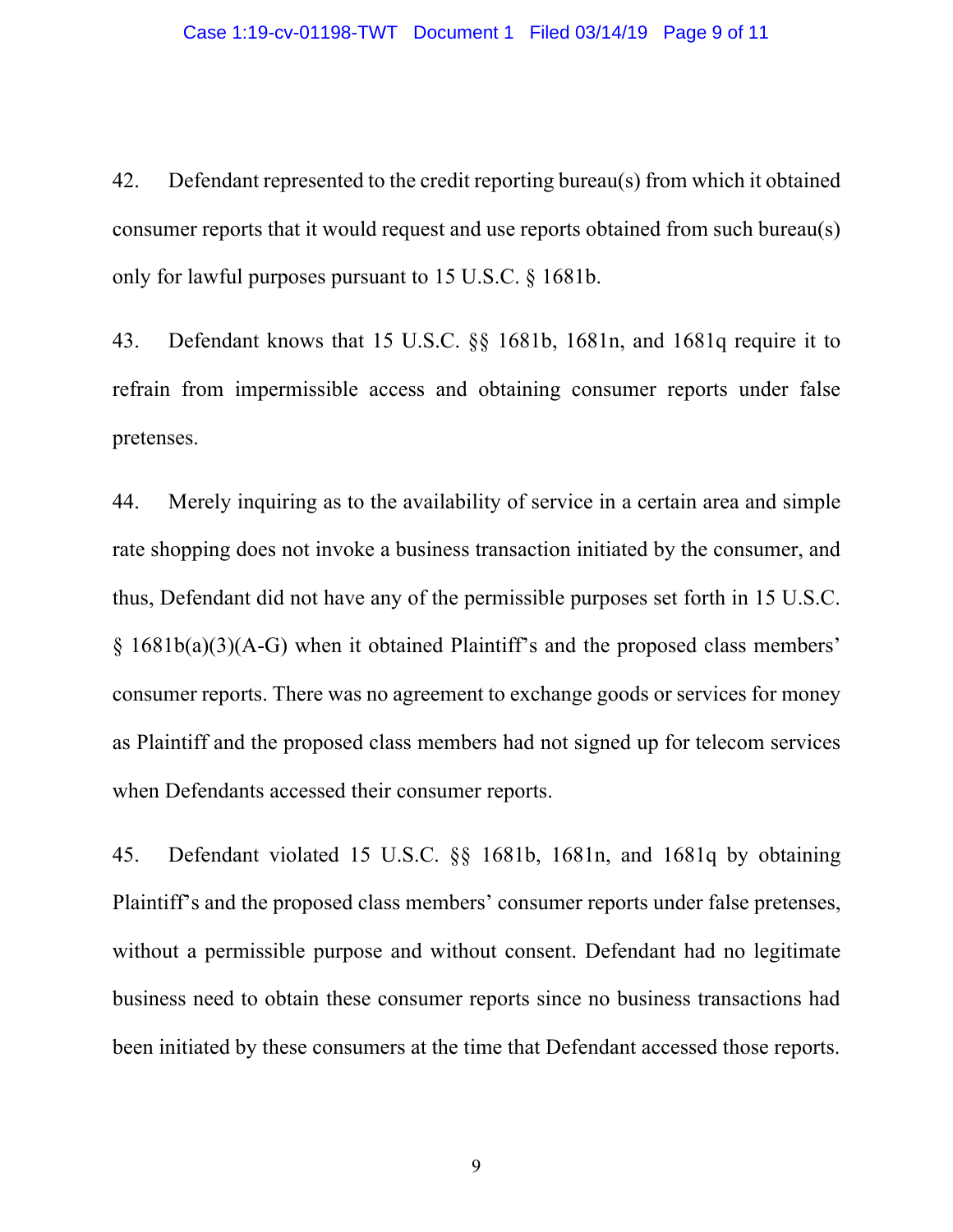42. Defendant represented to the credit reporting bureau(s) from which it obtained consumer reports that it would request and use reports obtained from such bureau(s) only for lawful purposes pursuant to 15 U.S.C. § 1681b.

43. Defendant knows that 15 U.S.C. §§ 1681b, 1681n, and 1681q require it to refrain from impermissible access and obtaining consumer reports under false pretenses.

44. Merely inquiring as to the availability of service in a certain area and simple rate shopping does not invoke a business transaction initiated by the consumer, and thus, Defendant did not have any of the permissible purposes set forth in 15 U.S.C. § 1681b(a)(3)(A-G) when it obtained Plaintiff's and the proposed class members' consumer reports. There was no agreement to exchange goods or services for money as Plaintiff and the proposed class members had not signed up for telecom services when Defendants accessed their consumer reports.

45. Defendant violated 15 U.S.C. §§ 1681b, 1681n, and 1681q by obtaining Plaintiff's and the proposed class members' consumer reports under false pretenses, without a permissible purpose and without consent. Defendant had no legitimate business need to obtain these consumer reports since no business transactions had been initiated by these consumers at the time that Defendant accessed those reports.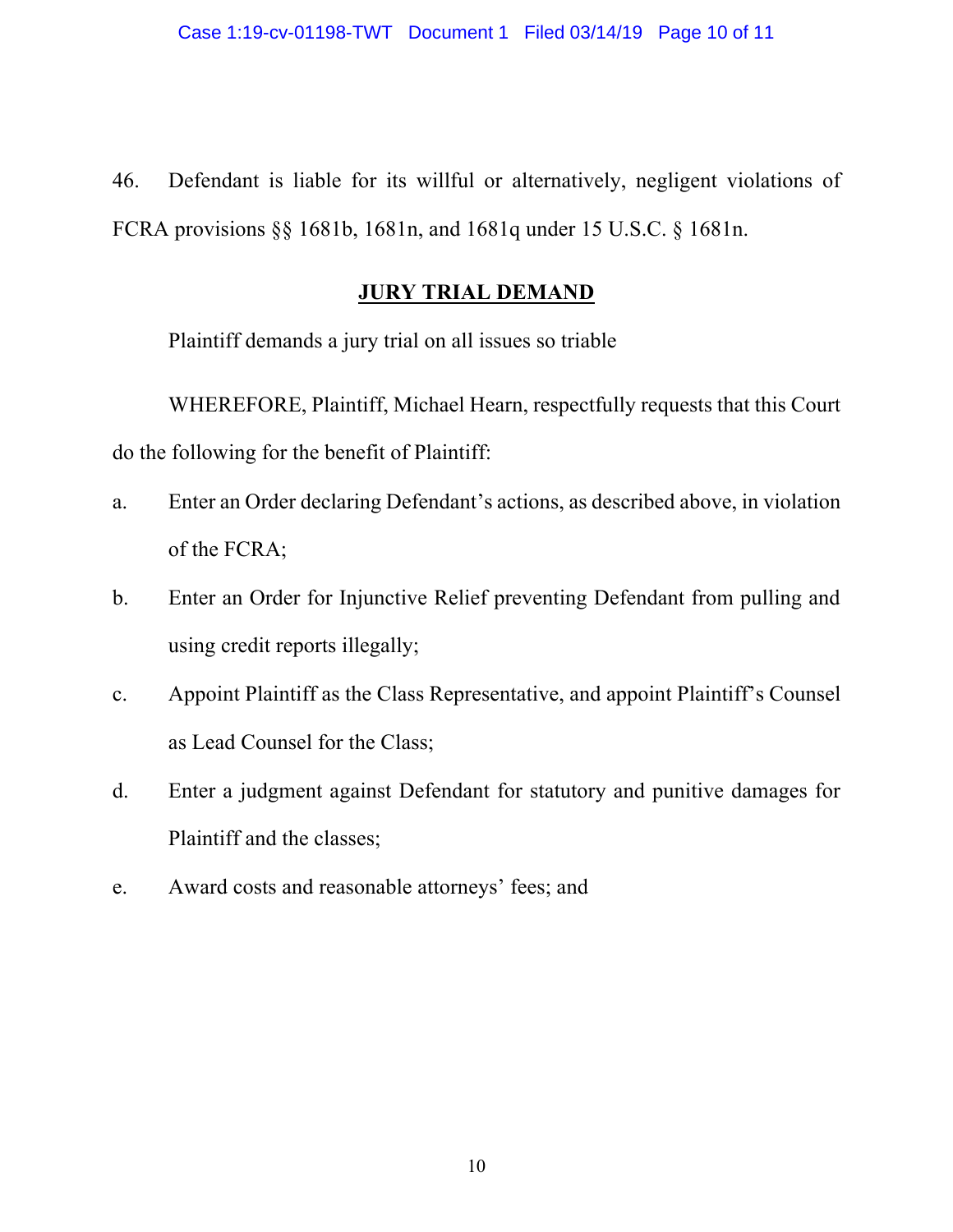46. Defendant is liable for its willful or alternatively, negligent violations of FCRA provisions §§ 1681b, 1681n, and 1681q under 15 U.S.C. § 1681n.

## JURY TRIAL DEMAND

Plaintiff demands a jury trial on all issues so triable

WHEREFORE, Plaintiff, Michael Hearn, respectfully requests that this Court do the following for the benefit of Plaintiff:

a. Enter an Order declaring Defendant's actions, as described above, in violation of the FCRA;

b. Enter an Order for Injunctive Relief preventing Defendant from pulling and using credit reports illegally;

c. Appoint Plaintiff as the Class Representative, and appoint Plaintiff's Counsel as Lead Counsel for the Class;

d. Enter a judgment against Defendant for statutory and punitive damages for Plaintiff and the classes;

e. Award costs and reasonable attorneys' fees; and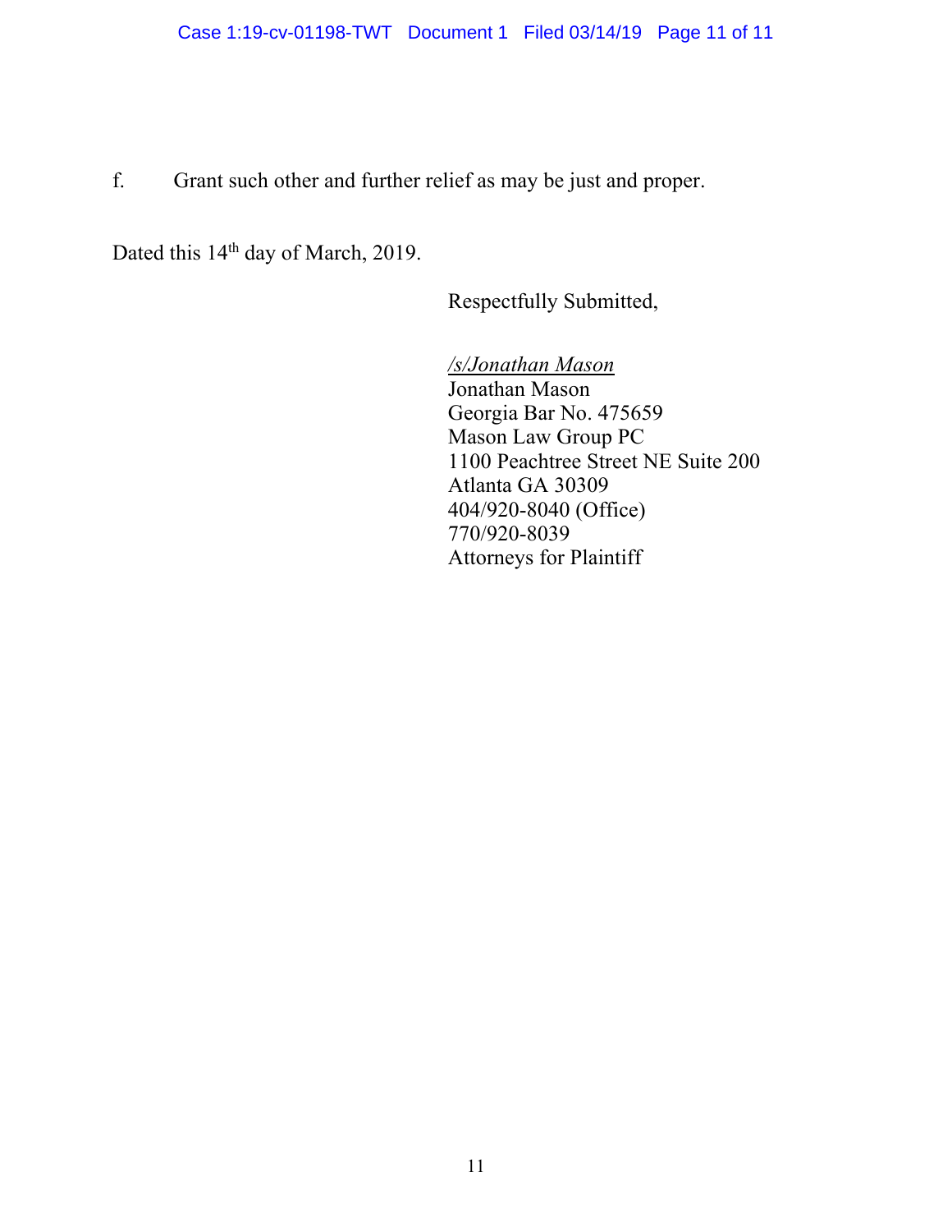f. Grant such other and further relief as may be just and proper.

Dated this 14th day of March, 2019.

Respectfully Submitted,

*/s/Jonathan Mason*
Jonathan Mason
Georgia Bar No. 475659
Mason Law Group PC
1100 Peachtree Street NE Suite 200
Atlanta GA 30309
404/920-8040 (Office)
770/920-8039
Attorneys for Plaintiff